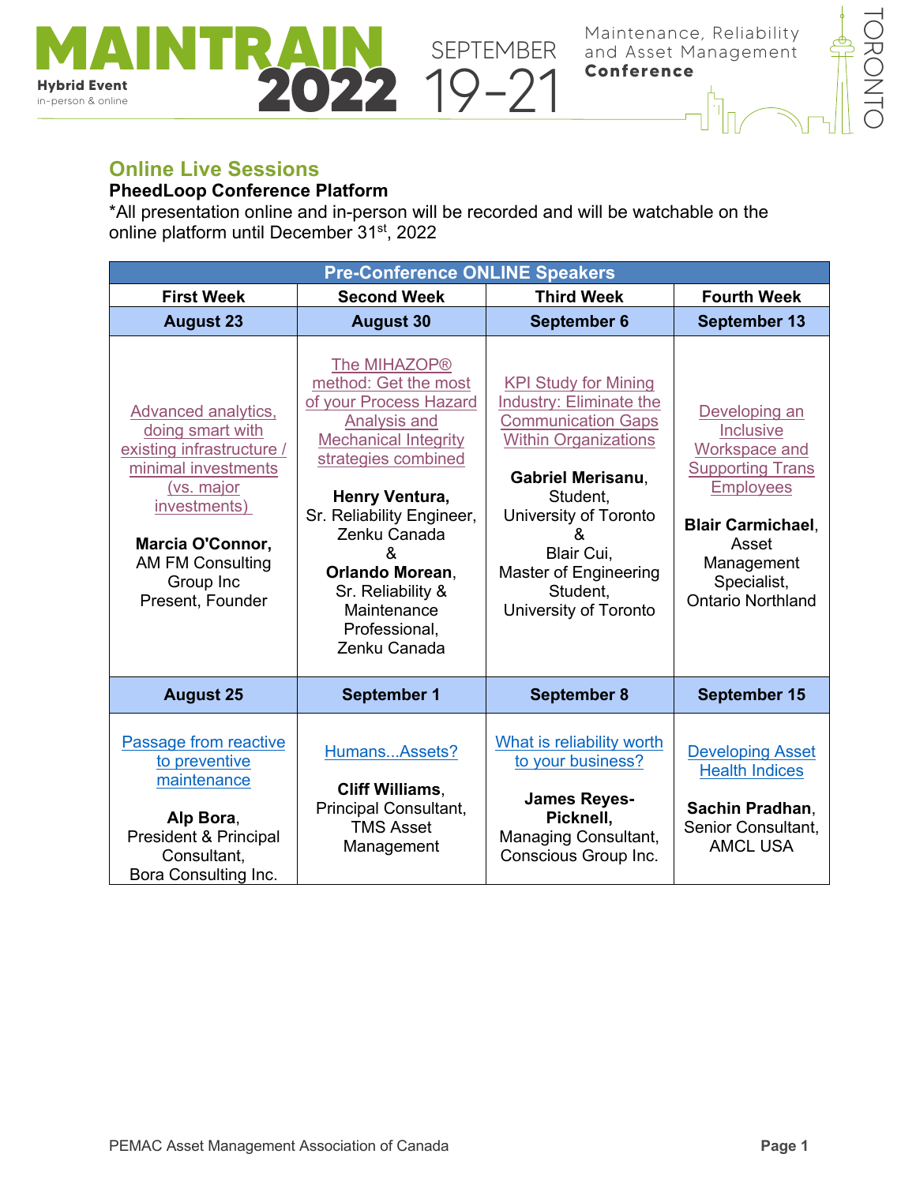# MAINTRAIN 2022

Hybrid Event
in-person & online

SEPTEMBER 19-21

Maintenance, Reliability and Asset Management Conference

TORONTO

## Online Live Sessions

**PheedLoop Conference Platform**

*All presentation online and in-person will be recorded and will be watchable on the online platform until December 31st, 2022

| Pre-Conference ONLINE Speakers | | | |
|---|---|---|---|
| **First Week** | **Second Week** | **Third Week** | **Fourth Week** |
| **August 23** | **August 30** | **September 6** | **September 13** |
| Advanced analytics, doing smart with existing infrastructure / minimal investments (vs. major investments)<br><br>**Marcia O'Connor,** AM FM Consulting Group Inc Present, Founder | The MIHAZOP® method: Get the most of your Process Hazard Analysis and Mechanical Integrity strategies combined<br><br>**Henry Ventura,** Sr. Reliability Engineer, Zenku Canada & **Orlando Morean**, Sr. Reliability & Maintenance Professional, Zenku Canada | KPI Study for Mining Industry: Eliminate the Communication Gaps Within Organizations<br><br>**Gabriel Merisanu**, Student, University of Toronto & Blair Cui, Master of Engineering Student, University of Toronto | Developing an Inclusive Workspace and Supporting Trans Employees<br><br>**Blair Carmichael**, Asset Management Specialist, Ontario Northland |
| **August 25** | **September 1** | **September 8** | **September 15** |
| Passage from reactive to preventive maintenance<br><br>**Alp Bora**, President & Principal Consultant, Bora Consulting Inc. | Humans...Assets?<br><br>**Cliff Williams**, Principal Consultant, TMS Asset Management | What is reliability worth to your business?<br><br>**James Reyes-Picknell,** Managing Consultant, Conscious Group Inc. | Developing Asset Health Indices<br><br>**Sachin Pradhan**, Senior Consultant, AMCL USA |

PEMAC Asset Management Association of Canada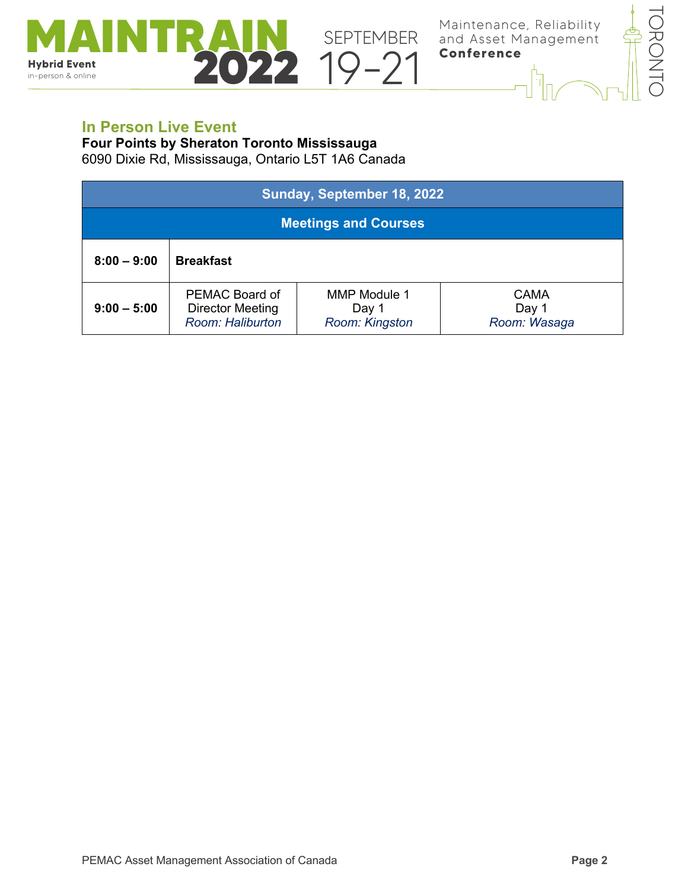## In Person Live Event

**Four Points by Sheraton Toronto Mississauga**
6090 Dixie Rd, Mississauga, Ontario L5T 1A6 Canada

| **Sunday, September 18, 2022** | | | |
|---|---|---|---|
| **Meetings and Courses** | | | |
| **8:00 – 9:00** | **Breakfast** | | |
| **9:00 – 5:00** | PEMAC Board of Director Meeting *Room: Haliburton* | MMP Module 1 Day 1 *Room: Kingston* | CAMA Day 1 *Room: Wasaga* |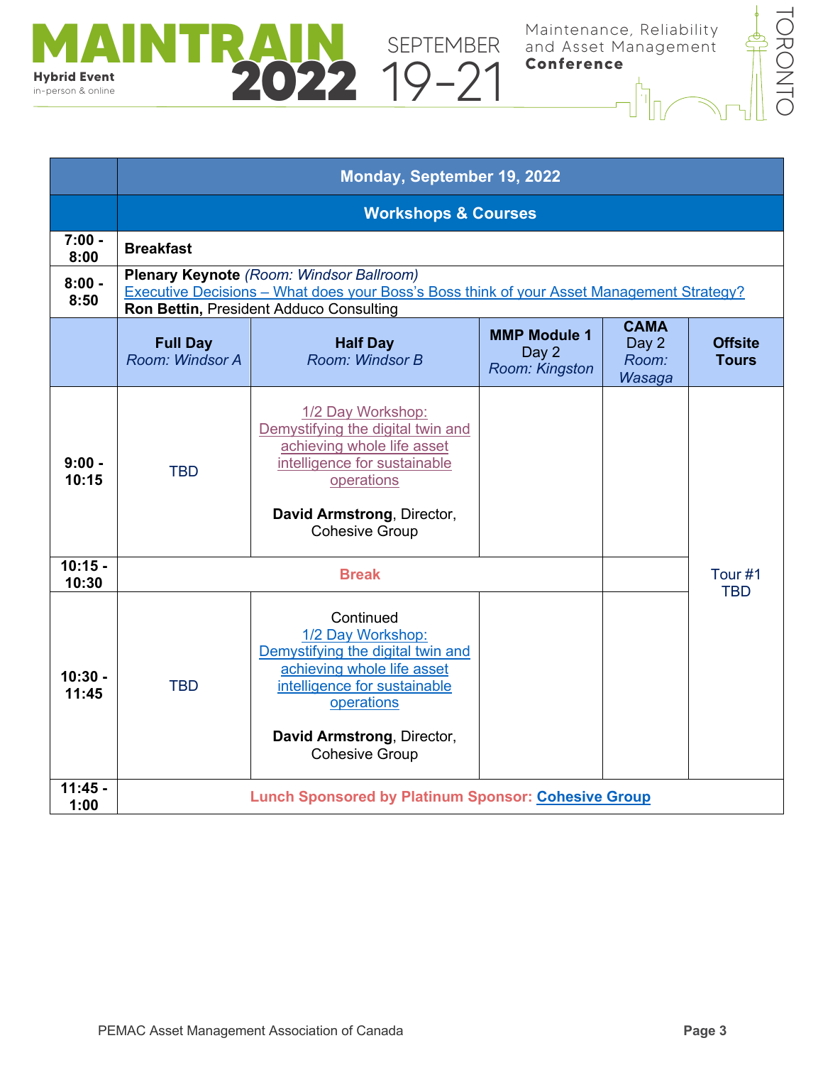| | Monday, September 19, 2022 | | | | |
|---|---|---|---|---|---|
| | **Workshops & Courses** | | | | |
| **7:00 - 8:00** | **Breakfast** | | | | |
| **8:00 - 8:50** | **Plenary Keynote** *(Room: Windsor Ballroom)* Executive Decisions – What does your Boss's Boss think of your Asset Management Strategy? **Ron Bettin,** President Adduco Consulting | | | | |
| | **Full Day** *Room: Windsor A* | **Half Day** *Room: Windsor B* | **MMP Module 1** Day 2 *Room: Kingston* | **CAMA** Day 2 *Room: Wasaga* | **Offsite Tours** |
| **9:00 - 10:15** | TBD | 1/2 Day Workshop: Demystifying the digital twin and achieving whole life asset intelligence for sustainable operations **David Armstrong**, Director, Cohesive Group | | | Tour #1 TBD |
| **10:15 - 10:30** | **Break** | | | | |
| **10:30 - 11:45** | TBD | Continued 1/2 Day Workshop: Demystifying the digital twin and achieving whole life asset intelligence for sustainable operations **David Armstrong**, Director, Cohesive Group | | | |
| **11:45 - 1:00** | **Lunch Sponsored by Platinum Sponsor: Cohesive Group** | | | | |

PEMAC Asset Management Association of Canada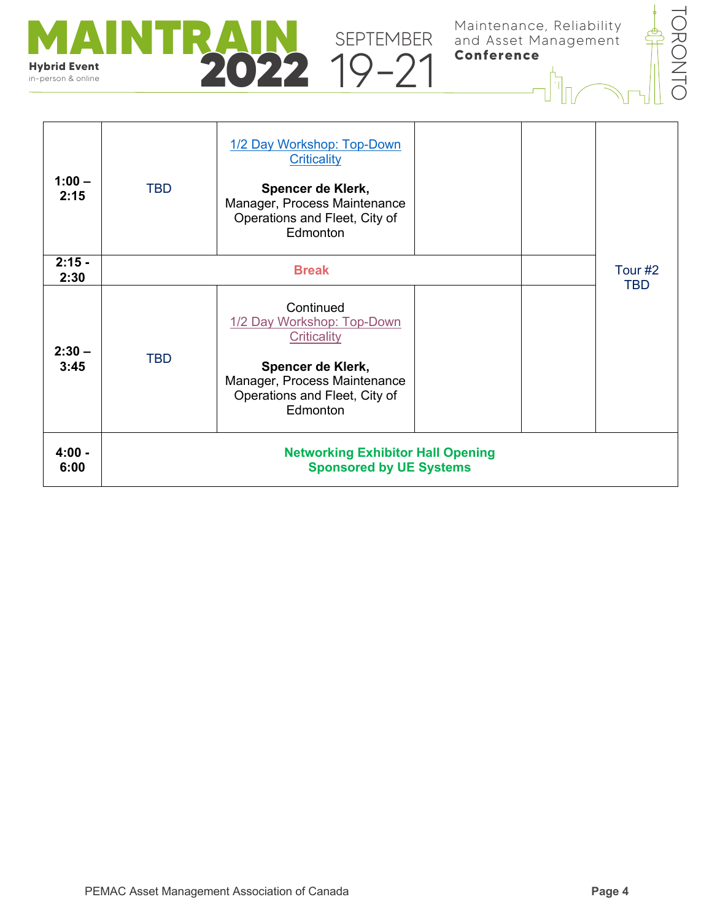| | | | | | |
|---|---|---|---|---|---|
| **1:00 – 2:15** | TBD | 1/2 Day Workshop: Top-Down Criticality<br><br>**Spencer de Klerk,** Manager, Process Maintenance Operations and Fleet, City of Edmonton | | | Tour #2 TBD |
| **2:15 - 2:30** | **Break** | | | | |
| **2:30 – 3:45** | TBD | Continued 1/2 Day Workshop: Top-Down Criticality<br><br>**Spencer de Klerk,** Manager, Process Maintenance Operations and Fleet, City of Edmonton | | | |
| **4:00 - 6:00** | **Networking Exhibitor Hall Opening Sponsored by UE Systems** | | | | |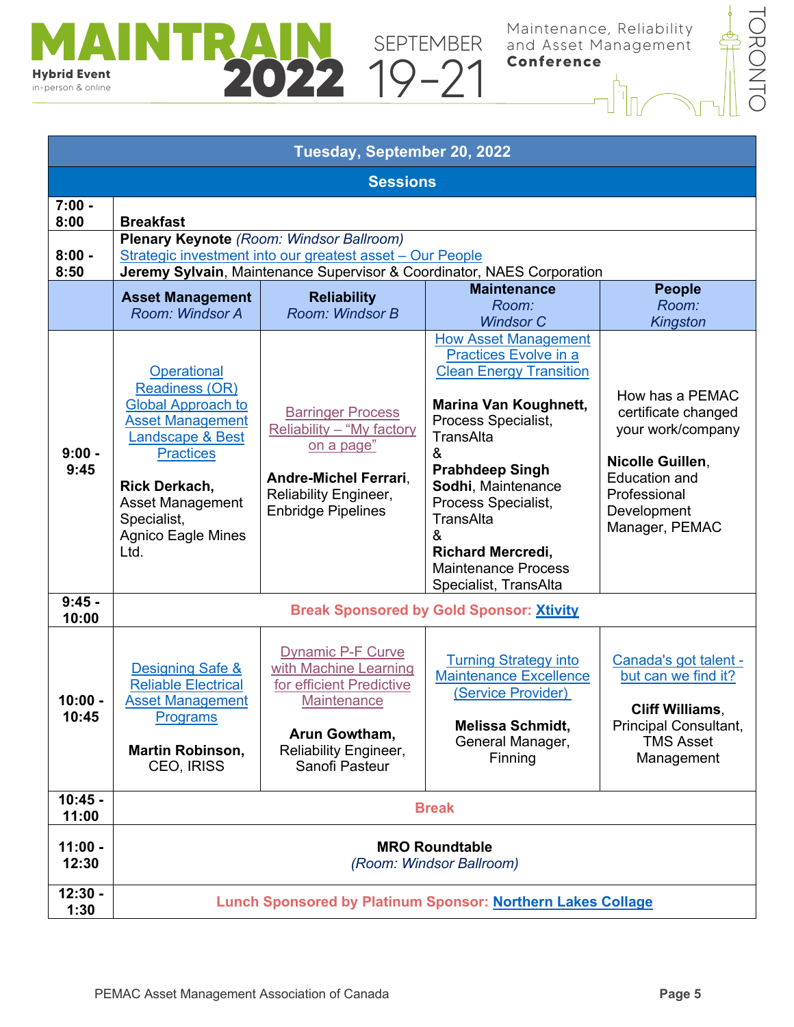MAINTRAIN 2022 — Hybrid Event, in-person & online — SEPTEMBER 19-21 — Maintenance, Reliability and Asset Management Conference — TORONTO

| Tuesday, September 20, 2022 | | | | |
|---|---|---|---|---|
| **Sessions** | | | | |
| **7:00 - 8:00** | **Breakfast** | | | |
| **8:00 - 8:50** | **Plenary Keynote** *(Room: Windsor Ballroom)*<br>Strategic investment into our greatest asset – Our People<br>**Jeremy Sylvain**, Maintenance Supervisor & Coordinator, NAES Corporation | | | |
| | **Asset Management**<br>*Room: Windsor A* | **Reliability**<br>*Room: Windsor B* | **Maintenance**<br>*Room: Windsor C* | **People**<br>*Room: Kingston* |
| **9:00 - 9:45** | Operational Readiness (OR) Global Approach to Asset Management Landscape & Best Practices<br><br>**Rick Derkach,** Asset Management Specialist, Agnico Eagle Mines Ltd. | Barringer Process Reliability – "My factory on a page"<br><br>**Andre-Michel Ferrari**, Reliability Engineer, Enbridge Pipelines | How Asset Management Practices Evolve in a Clean Energy Transition<br><br>**Marina Van Koughnett,** Process Specialist, TransAlta & **Prabhdeep Singh Sodhi**, Maintenance Process Specialist, TransAlta & **Richard Mercredi,** Maintenance Process Specialist, TransAlta | How has a PEMAC certificate changed your work/company<br><br>**Nicolle Guillen**, Education and Professional Development Manager, PEMAC |
| **9:45 - 10:00** | **Break Sponsored by Gold Sponsor: Xtivity** | | | |
| **10:00 - 10:45** | Designing Safe & Reliable Electrical Asset Management Programs<br><br>**Martin Robinson,** CEO, IRISS | Dynamic P-F Curve with Machine Learning for efficient Predictive Maintenance<br><br>**Arun Gowtham,** Reliability Engineer, Sanofi Pasteur | Turning Strategy into Maintenance Excellence (Service Provider)<br><br>**Melissa Schmidt,** General Manager, Finning | Canada's got talent - but can we find it?<br><br>**Cliff Williams**, Principal Consultant, TMS Asset Management |
| **10:45 - 11:00** | **Break** | | | |
| **11:00 - 12:30** | **MRO Roundtable**<br>*(Room: Windsor Ballroom)* | | | |
| **12:30 - 1:30** | **Lunch Sponsored by Platinum Sponsor: Northern Lakes Collage** | | | |

PEMAC Asset Management Association of Canada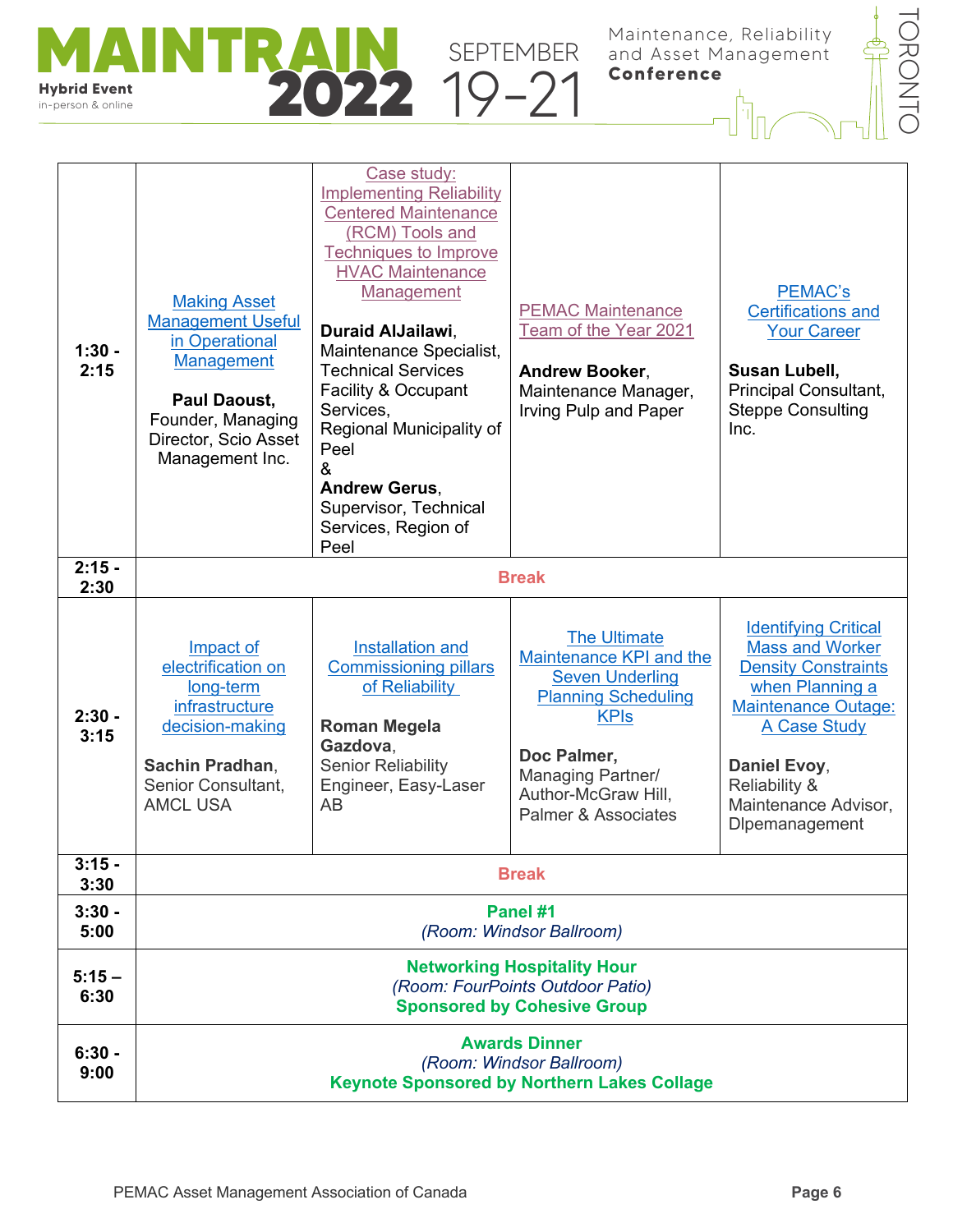| | | | | |
|---|---|---|---|---|
| **1:30 - 2:15** | Making Asset Management Useful in Operational Management<br><br>**Paul Daoust,** Founder, Managing Director, Scio Asset Management Inc. | Case study: Implementing Reliability Centered Maintenance (RCM) Tools and Techniques to Improve HVAC Maintenance Management<br><br>**Duraid AlJailawi**, Maintenance Specialist, Technical Services Facility & Occupant Services, Regional Municipality of Peel<br>&<br>**Andrew Gerus**, Supervisor, Technical Services, Region of Peel | PEMAC Maintenance Team of the Year 2021<br><br>**Andrew Booker**, Maintenance Manager, Irving Pulp and Paper | PEMAC's Certifications and Your Career<br><br>**Susan Lubell,** Principal Consultant, Steppe Consulting Inc. |
| **2:15 - 2:30** | **Break** | | | |
| **2:30 - 3:15** | Impact of electrification on long-term infrastructure decision-making<br><br>**Sachin Pradhan**, Senior Consultant, AMCL USA | Installation and Commissioning pillars of Reliability<br><br>**Roman Megela Gazdova**, Senior Reliability Engineer, Easy-Laser AB | The Ultimate Maintenance KPI and the Seven Underling Planning Scheduling KPIs<br><br>**Doc Palmer,** Managing Partner/ Author-McGraw Hill, Palmer & Associates | Identifying Critical Mass and Worker Density Constraints when Planning a Maintenance Outage: A Case Study<br><br>**Daniel Evoy**, Reliability & Maintenance Advisor, Dlpemanagement |
| **3:15 - 3:30** | **Break** | | | |
| **3:30 - 5:00** | **Panel #1**<br>*(Room: Windsor Ballroom)* | | | |
| **5:15 – 6:30** | **Networking Hospitality Hour**<br>*(Room: FourPoints Outdoor Patio)*<br>**Sponsored by Cohesive Group** | | | |
| **6:30 - 9:00** | **Awards Dinner**<br>*(Room: Windsor Ballroom)*<br>**Keynote Sponsored by Northern Lakes Collage** | | | |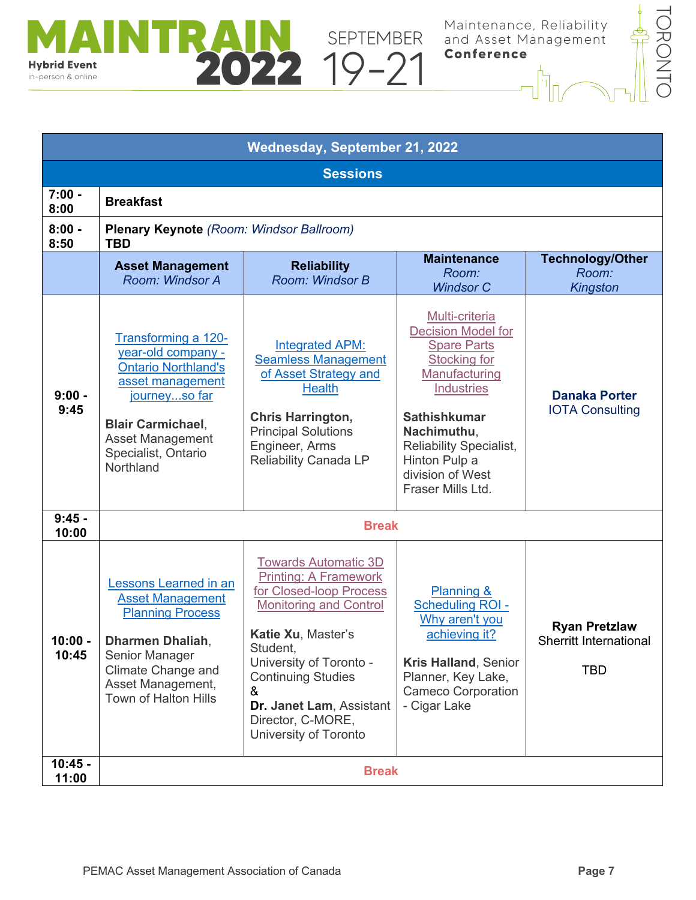| Wednesday, September 21, 2022 | | | | |
|---|---|---|---|---|
| **Sessions** | | | | |
| 7:00 - 8:00 | **Breakfast** | | | |
| 8:00 - 8:50 | **Plenary Keynote** *(Room: Windsor Ballroom)* **TBD** | | | |
| | **Asset Management** *Room: Windsor A* | **Reliability** *Room: Windsor B* | **Maintenance** *Room: Windsor C* | **Technology/Other** *Room: Kingston* |
| 9:00 - 9:45 | Transforming a 120-year-old company - Ontario Northland's asset management journey...so far **Blair Carmichael**, Asset Management Specialist, Ontario Northland | Integrated APM: Seamless Management of Asset Strategy and Health **Chris Harrington,** Principal Solutions Engineer, Arms Reliability Canada LP | Multi-criteria Decision Model for Spare Parts Stocking for Manufacturing Industries **Sathishkumar Nachimuthu**, Reliability Specialist, Hinton Pulp a division of West Fraser Mills Ltd. | **Danaka Porter** IOTA Consulting |
| 9:45 - 10:00 | **Break** | | | |
| 10:00 - 10:45 | Lessons Learned in an Asset Management Planning Process **Dharmen Dhaliah**, Senior Manager Climate Change and Asset Management, Town of Halton Hills | Towards Automatic 3D Printing: A Framework for Closed-loop Process Monitoring and Control **Katie Xu**, Master's Student, University of Toronto - Continuing Studies & **Dr. Janet Lam**, Assistant Director, C-MORE, University of Toronto | Planning & Scheduling ROI - Why aren't you achieving it? **Kris Halland**, Senior Planner, Key Lake, Cameco Corporation - Cigar Lake | **Ryan Pretzlaw** Sherritt International TBD |
| 10:45 - 11:00 | **Break** | | | |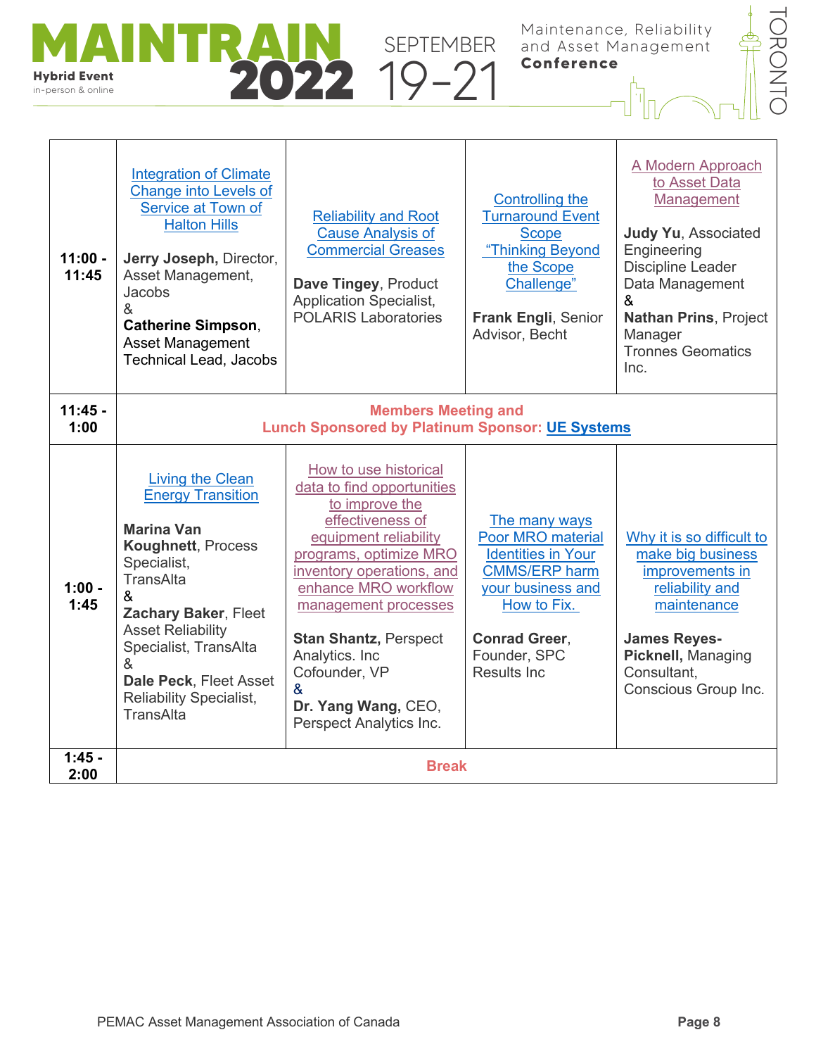| | | | | |
|---|---|---|---|---|
| **11:00 - 11:45** | Integration of Climate Change into Levels of Service at Town of Halton Hills<br><br>**Jerry Joseph,** Director, Asset Management, Jacobs<br>&<br>**Catherine Simpson**, Asset Management Technical Lead, Jacobs | Reliability and Root Cause Analysis of Commercial Greases<br><br>**Dave Tingey**, Product Application Specialist, POLARIS Laboratories | Controlling the Turnaround Event Scope "Thinking Beyond the Scope Challenge"<br><br>**Frank Engli**, Senior Advisor, Becht | A Modern Approach to Asset Data Management<br><br>**Judy Yu**, Associated Engineering Discipline Leader Data Management<br>&<br>**Nathan Prins**, Project Manager Tronnes Geomatics Inc. |
| **11:45 - 1:00** | **Members Meeting and Lunch Sponsored by Platinum Sponsor: UE Systems** | | | |
| **1:00 - 1:45** | Living the Clean Energy Transition<br><br>**Marina Van Koughnett**, Process Specialist, TransAlta<br>&<br>**Zachary Baker**, Fleet Asset Reliability Specialist, TransAlta<br>&<br>**Dale Peck**, Fleet Asset Reliability Specialist, TransAlta | How to use historical data to find opportunities to improve the effectiveness of equipment reliability programs, optimize MRO inventory operations, and enhance MRO workflow management processes<br><br>**Stan Shantz,** Perspect Analytics. Inc Cofounder, VP<br>&<br>**Dr. Yang Wang,** CEO, Perspect Analytics Inc. | The many ways Poor MRO material Identities in Your CMMS/ERP harm your business and How to Fix.<br><br>**Conrad Greer**, Founder, SPC Results Inc | Why it is so difficult to make big business improvements in reliability and maintenance<br><br>**James Reyes-Picknell,** Managing Consultant, Conscious Group Inc. |
| **1:45 - 2:00** | **Break** | | | |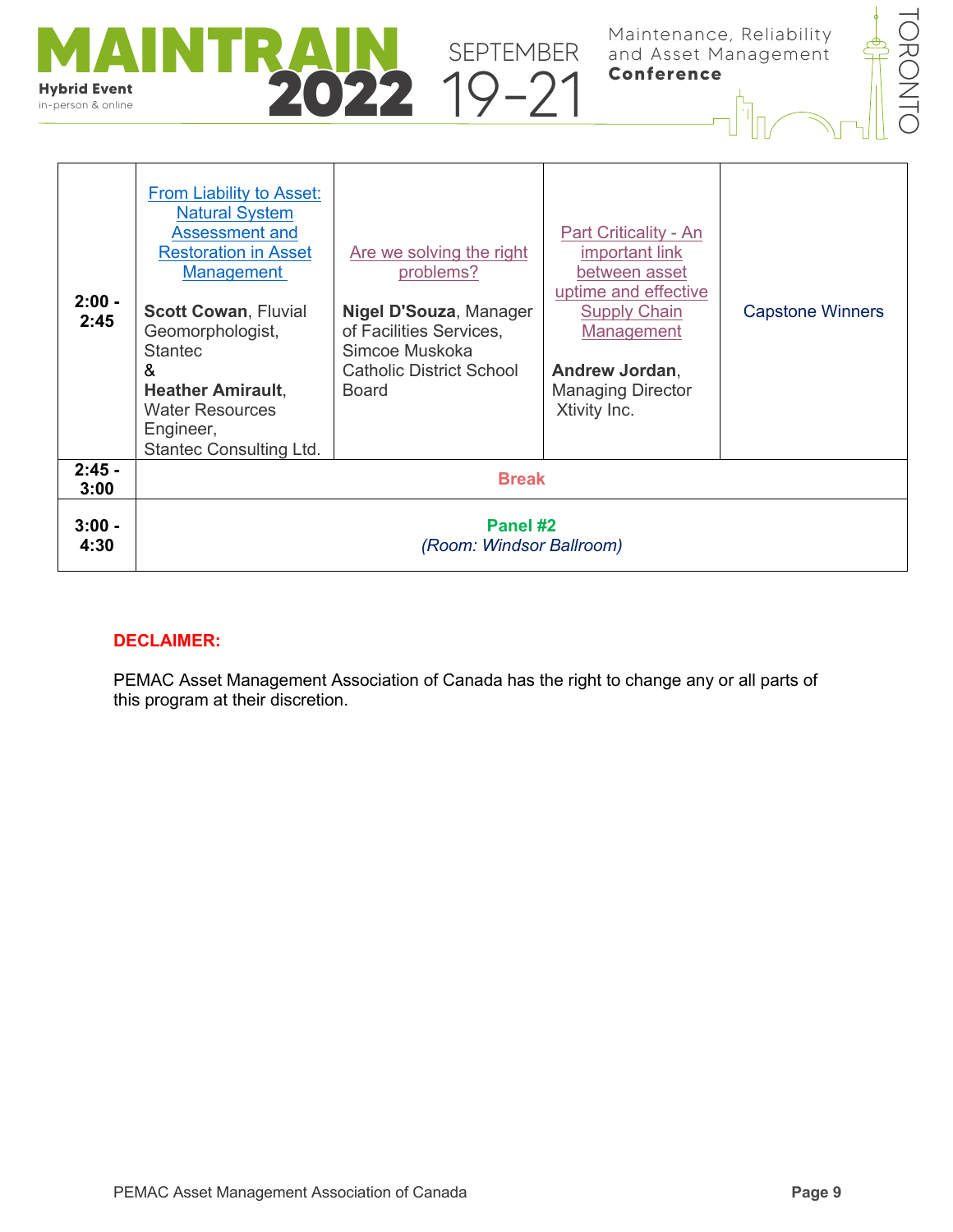| | | | | |
|---|---|---|---|---|
| **2:00 - 2:45** | From Liability to Asset: Natural System Assessment and Restoration in Asset Management<br><br>**Scott Cowan**, Fluvial Geomorphologist, Stantec<br>&<br>**Heather Amirault**, Water Resources Engineer, Stantec Consulting Ltd. | Are we solving the right problems?<br><br>**Nigel D'Souza**, Manager of Facilities Services, Simcoe Muskoka Catholic District School Board | Part Criticality - An important link between asset uptime and effective Supply Chain Management<br><br>**Andrew Jordan**, Managing Director Xtivity Inc. | Capstone Winners |
| **2:45 - 3:00** | **Break** | | | |
| **3:00 - 4:30** | **Panel #2**<br>*(Room: Windsor Ballroom)* | | | |

**DECLAIMER:**

PEMAC Asset Management Association of Canada has the right to change any or all parts of this program at their discretion.